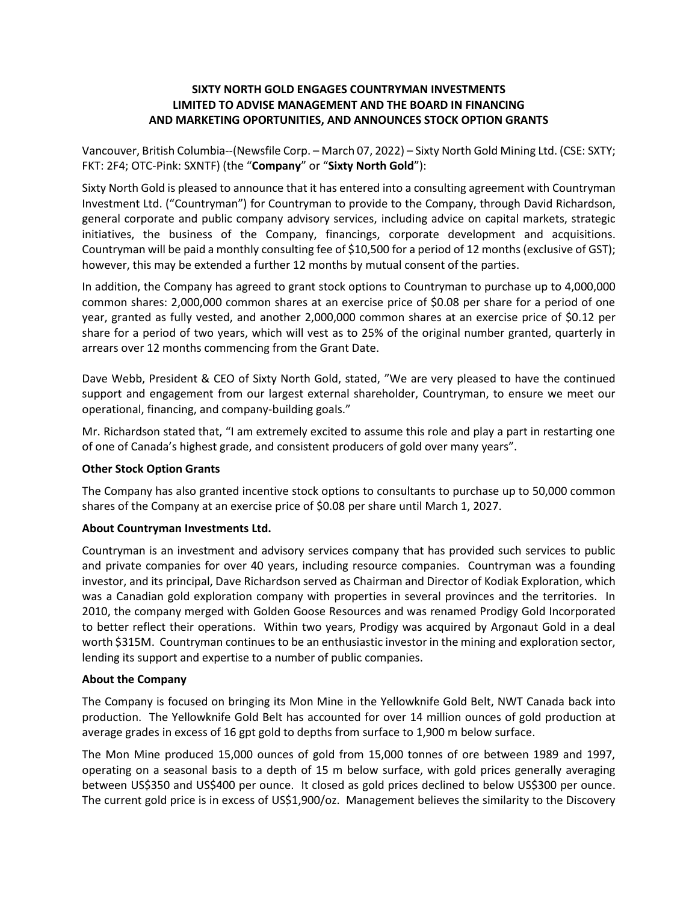# SIXTY NORTH GOLD ENGAGES COUNTRYMAN INVESTMENTS LIMITED TO ADVISE MANAGEMENT AND THE BOARD IN FINANCING AND MARKETING OPORTUNITIES, AND ANNOUNCES STOCK OPTION GRANTS

Vancouver, British Columbia--(Newsfile Corp. – March 07, 2022) – Sixty North Gold Mining Ltd. (CSE: SXTY; FKT: 2F4; OTC-Pink: SXNTF) (the "**Company**" or "**Sixty North Gold**"):

Sixty North Gold is pleased to announce that it has entered into a consulting agreement with Countryman Investment Ltd. ("Countryman") for Countryman to provide to the Company, through David Richardson, general corporate and public company advisory services, including advice on capital markets, strategic initiatives, the business of the Company, financings, corporate development and acquisitions. Countryman will be paid a monthly consulting fee of $10,500 for a period of 12 months (exclusive of GST); however, this may be extended a further 12 months by mutual consent of the parties.

In addition, the Company has agreed to grant stock options to Countryman to purchase up to 4,000,000 common shares: 2,000,000 common shares at an exercise price of $0.08 per share for a period of one year, granted as fully vested, and another 2,000,000 common shares at an exercise price of $0.12 per share for a period of two years, which will vest as to 25% of the original number granted, quarterly in arrears over 12 months commencing from the Grant Date.

Dave Webb, President & CEO of Sixty North Gold, stated, "We are very pleased to have the continued support and engagement from our largest external shareholder, Countryman, to ensure we meet our operational, financing, and company-building goals."

Mr. Richardson stated that, "I am extremely excited to assume this role and play a part in restarting one of one of Canada's highest grade, and consistent producers of gold over many years".

**Other Stock Option Grants**

The Company has also granted incentive stock options to consultants to purchase up to 50,000 common shares of the Company at an exercise price of $0.08 per share until March 1, 2027.

**About Countryman Investments Ltd.**

Countryman is an investment and advisory services company that has provided such services to public and private companies for over 40 years, including resource companies. Countryman was a founding investor, and its principal, Dave Richardson served as Chairman and Director of Kodiak Exploration, which was a Canadian gold exploration company with properties in several provinces and the territories. In 2010, the company merged with Golden Goose Resources and was renamed Prodigy Gold Incorporated to better reflect their operations. Within two years, Prodigy was acquired by Argonaut Gold in a deal worth $315M. Countryman continues to be an enthusiastic investor in the mining and exploration sector, lending its support and expertise to a number of public companies.

**About the Company**

The Company is focused on bringing its Mon Mine in the Yellowknife Gold Belt, NWT Canada back into production. The Yellowknife Gold Belt has accounted for over 14 million ounces of gold production at average grades in excess of 16 gpt gold to depths from surface to 1,900 m below surface.

The Mon Mine produced 15,000 ounces of gold from 15,000 tonnes of ore between 1989 and 1997, operating on a seasonal basis to a depth of 15 m below surface, with gold prices generally averaging between US$350 and US$400 per ounce. It closed as gold prices declined to below US$300 per ounce. The current gold price is in excess of US$1,900/oz. Management believes the similarity to the Discovery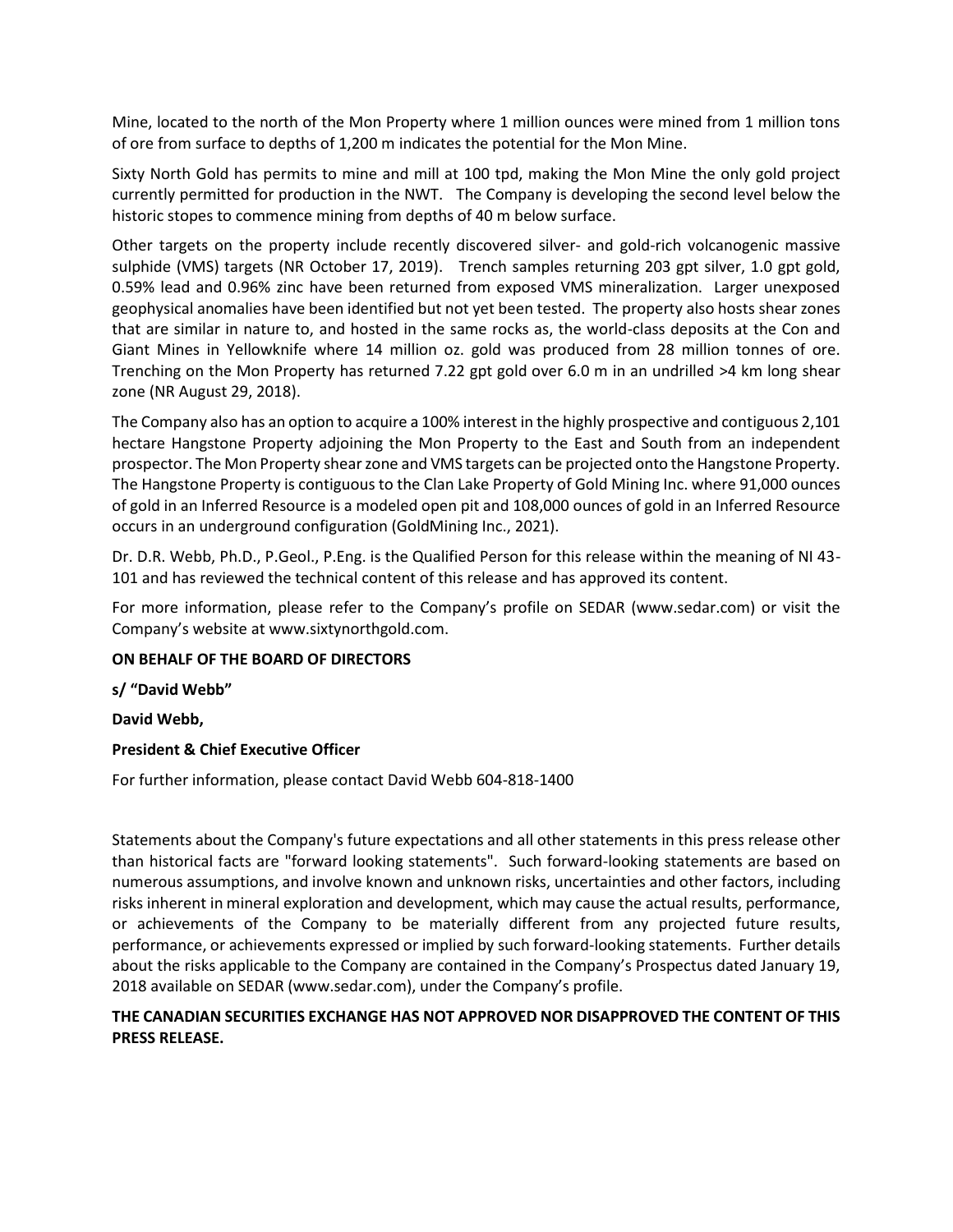Mine, located to the north of the Mon Property where 1 million ounces were mined from 1 million tons of ore from surface to depths of 1,200 m indicates the potential for the Mon Mine.

Sixty North Gold has permits to mine and mill at 100 tpd, making the Mon Mine the only gold project currently permitted for production in the NWT. The Company is developing the second level below the historic stopes to commence mining from depths of 40 m below surface.

Other targets on the property include recently discovered silver- and gold-rich volcanogenic massive sulphide (VMS) targets (NR October 17, 2019). Trench samples returning 203 gpt silver, 1.0 gpt gold, 0.59% lead and 0.96% zinc have been returned from exposed VMS mineralization. Larger unexposed geophysical anomalies have been identified but not yet been tested. The property also hosts shear zones that are similar in nature to, and hosted in the same rocks as, the world-class deposits at the Con and Giant Mines in Yellowknife where 14 million oz. gold was produced from 28 million tonnes of ore. Trenching on the Mon Property has returned 7.22 gpt gold over 6.0 m in an undrilled >4 km long shear zone (NR August 29, 2018).

The Company also has an option to acquire a 100% interest in the highly prospective and contiguous 2,101 hectare Hangstone Property adjoining the Mon Property to the East and South from an independent prospector. The Mon Property shear zone and VMS targets can be projected onto the Hangstone Property. The Hangstone Property is contiguous to the Clan Lake Property of Gold Mining Inc. where 91,000 ounces of gold in an Inferred Resource is a modeled open pit and 108,000 ounces of gold in an Inferred Resource occurs in an underground configuration (GoldMining Inc., 2021).

Dr. D.R. Webb, Ph.D., P.Geol., P.Eng. is the Qualified Person for this release within the meaning of NI 43-101 and has reviewed the technical content of this release and has approved its content.

For more information, please refer to the Company's profile on SEDAR (www.sedar.com) or visit the Company's website at www.sixtynorthgold.com.

**ON BEHALF OF THE BOARD OF DIRECTORS**

**s/ "David Webb"**

**David Webb,**

**President & Chief Executive Officer**

For further information, please contact David Webb 604-818-1400

Statements about the Company's future expectations and all other statements in this press release other than historical facts are "forward looking statements". Such forward-looking statements are based on numerous assumptions, and involve known and unknown risks, uncertainties and other factors, including risks inherent in mineral exploration and development, which may cause the actual results, performance, or achievements of the Company to be materially different from any projected future results, performance, or achievements expressed or implied by such forward-looking statements. Further details about the risks applicable to the Company are contained in the Company's Prospectus dated January 19, 2018 available on SEDAR (www.sedar.com), under the Company's profile.

**THE CANADIAN SECURITIES EXCHANGE HAS NOT APPROVED NOR DISAPPROVED THE CONTENT OF THIS PRESS RELEASE.**